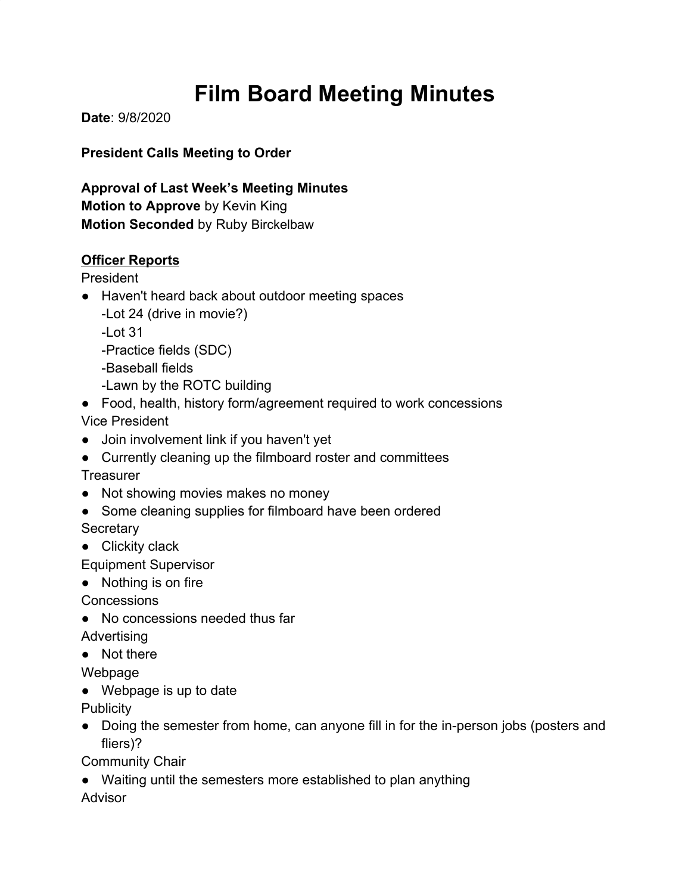# Film Board Meeting Minutes

**Date**: 9/8/2020

**President Calls Meeting to Order**

**Approval of Last Week's Meeting Minutes**
**Motion to Approve** by Kevin King
**Motion Seconded** by Ruby Birckelbaw

**Officer Reports**

President

- Haven't heard back about outdoor meeting spaces
  - -Lot 24 (drive in movie?)
  - -Lot 31
  - -Practice fields (SDC)
  - -Baseball fields
  - -Lawn by the ROTC building
- Food, health, history form/agreement required to work concessions

Vice President

- Join involvement link if you haven't yet
- Currently cleaning up the filmboard roster and committees

Treasurer

- Not showing movies makes no money
- Some cleaning supplies for filmboard have been ordered

Secretary

- Clickity clack

Equipment Supervisor

- Nothing is on fire

Concessions

- No concessions needed thus far

Advertising

- Not there

Webpage

- Webpage is up to date

Publicity

- Doing the semester from home, can anyone fill in for the in-person jobs (posters and fliers)?

Community Chair

- Waiting until the semesters more established to plan anything

Advisor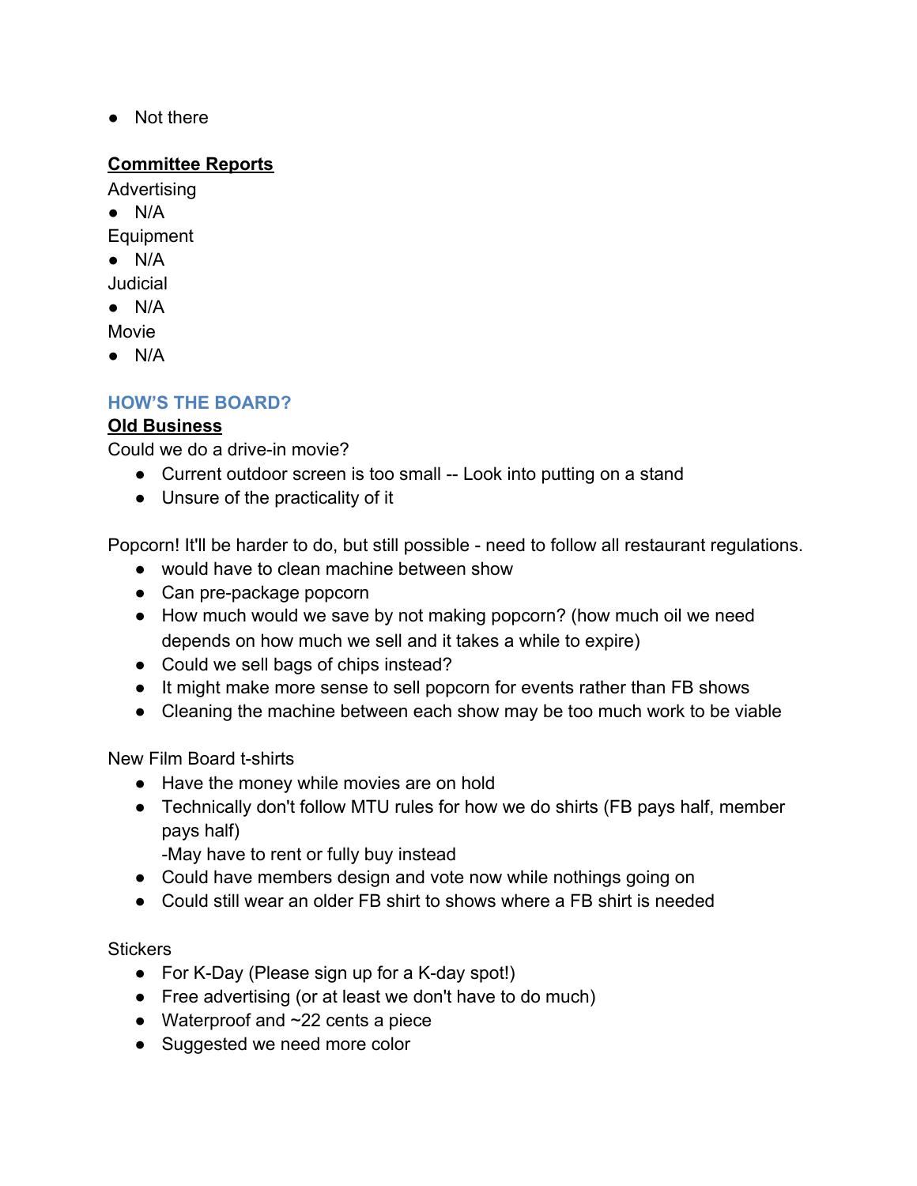- Not there

**Committee Reports**

Advertising

- N/A

Equipment

- N/A

Judicial

- N/A

Movie

- N/A

## HOW'S THE BOARD?

**Old Business**

Could we do a drive-in movie?

- Current outdoor screen is too small -- Look into putting on a stand
- Unsure of the practicality of it

Popcorn! It'll be harder to do, but still possible - need to follow all restaurant regulations.

- would have to clean machine between show
- Can pre-package popcorn
- How much would we save by not making popcorn? (how much oil we need depends on how much we sell and it takes a while to expire)
- Could we sell bags of chips instead?
- It might make more sense to sell popcorn for events rather than FB shows
- Cleaning the machine between each show may be too much work to be viable

New Film Board t-shirts

- Have the money while movies are on hold
- Technically don't follow MTU rules for how we do shirts (FB pays half, member pays half)
  -May have to rent or fully buy instead
- Could have members design and vote now while nothings going on
- Could still wear an older FB shirt to shows where a FB shirt is needed

Stickers

- For K-Day (Please sign up for a K-day spot!)
- Free advertising (or at least we don't have to do much)
- Waterproof and ~22 cents a piece
- Suggested we need more color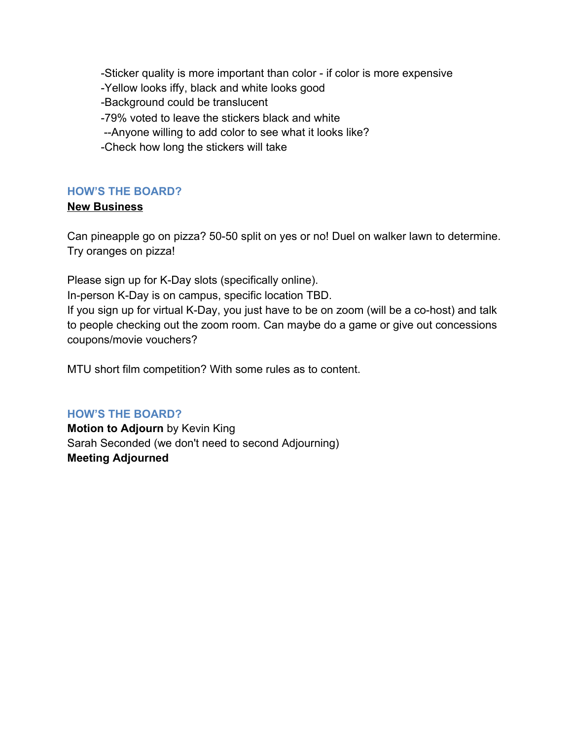-Sticker quality is more important than color - if color is more expensive
-Yellow looks iffy, black and white looks good
-Background could be translucent
-79% voted to leave the stickers black and white
--Anyone willing to add color to see what it looks like?
-Check how long the stickers will take

### HOW'S THE BOARD?

**New Business**

Can pineapple go on pizza? 50-50 split on yes or no! Duel on walker lawn to determine. Try oranges on pizza!

Please sign up for K-Day slots (specifically online).
In-person K-Day is on campus, specific location TBD.
If you sign up for virtual K-Day, you just have to be on zoom (will be a co-host) and talk to people checking out the zoom room. Can maybe do a game or give out concessions coupons/movie vouchers?

MTU short film competition? With some rules as to content.

### HOW'S THE BOARD?

**Motion to Adjourn** by Kevin King
Sarah Seconded (we don't need to second Adjourning)
**Meeting Adjourned**